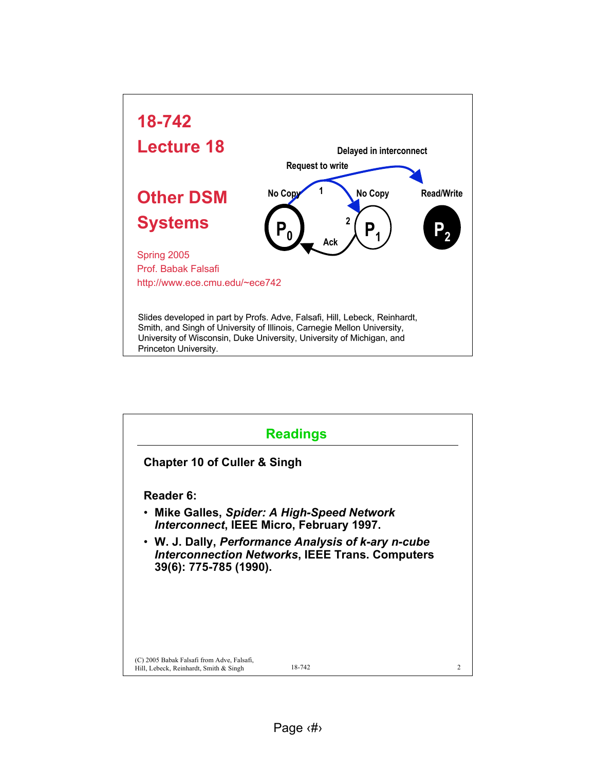# 18-742 Lecture 18

# Other DSM Systems

Delayed in interconnect

Request to write

No Copy 1 No Copy Read/Write

$P_0$ 2 $P_1$ $P_2$

Ack

Spring 2005
Prof. Babak Falsafi
http://www.ece.cmu.edu/~ece742

Slides developed in part by Profs. Adve, Falsafi, Hill, Lebeck, Reinhardt, Smith, and Singh of University of Illinois, Carnegie Mellon University, University of Wisconsin, Duke University, University of Michigan, and Princeton University.

## Readings

**Chapter 10 of Culler & Singh**

**Reader 6:**

- **Mike Galles, *Spider: A High-Speed Network Interconnect*, IEEE Micro, February 1997.**
- **W. J. Dally, *Performance Analysis of k-ary n-cube Interconnection Networks*, IEEE Trans. Computers 39(6): 775-785 (1990).**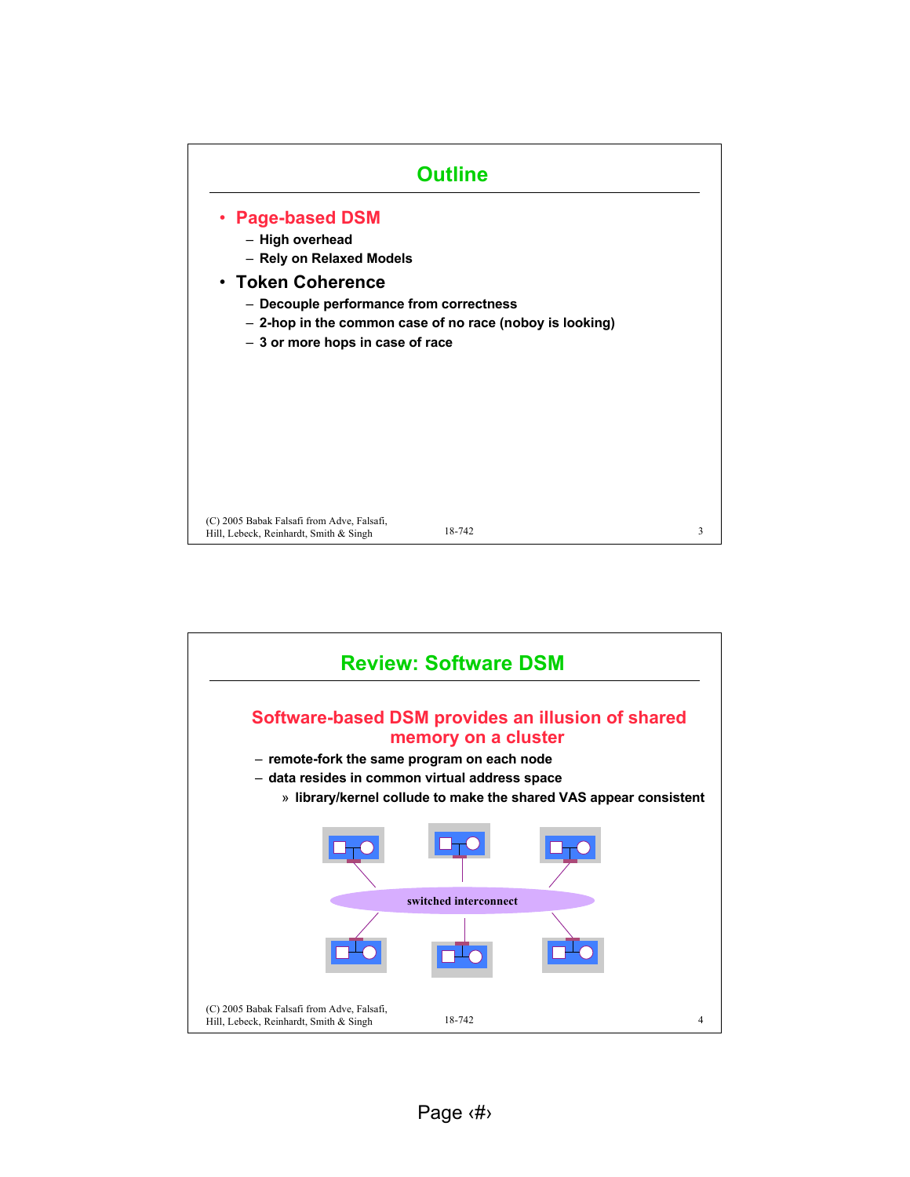## Outline

- **Page-based DSM**
  - High overhead
  - Rely on Relaxed Models
- **Token Coherence**
  - Decouple performance from correctness
  - 2-hop in the common case of no race (noboy is looking)
  - 3 or more hops in case of race

## Review: Software DSM

**Software-based DSM provides an illusion of shared memory on a cluster**

- remote-fork the same program on each node
- data resides in common virtual address space
  - » library/kernel collude to make the shared VAS appear consistent

switched interconnect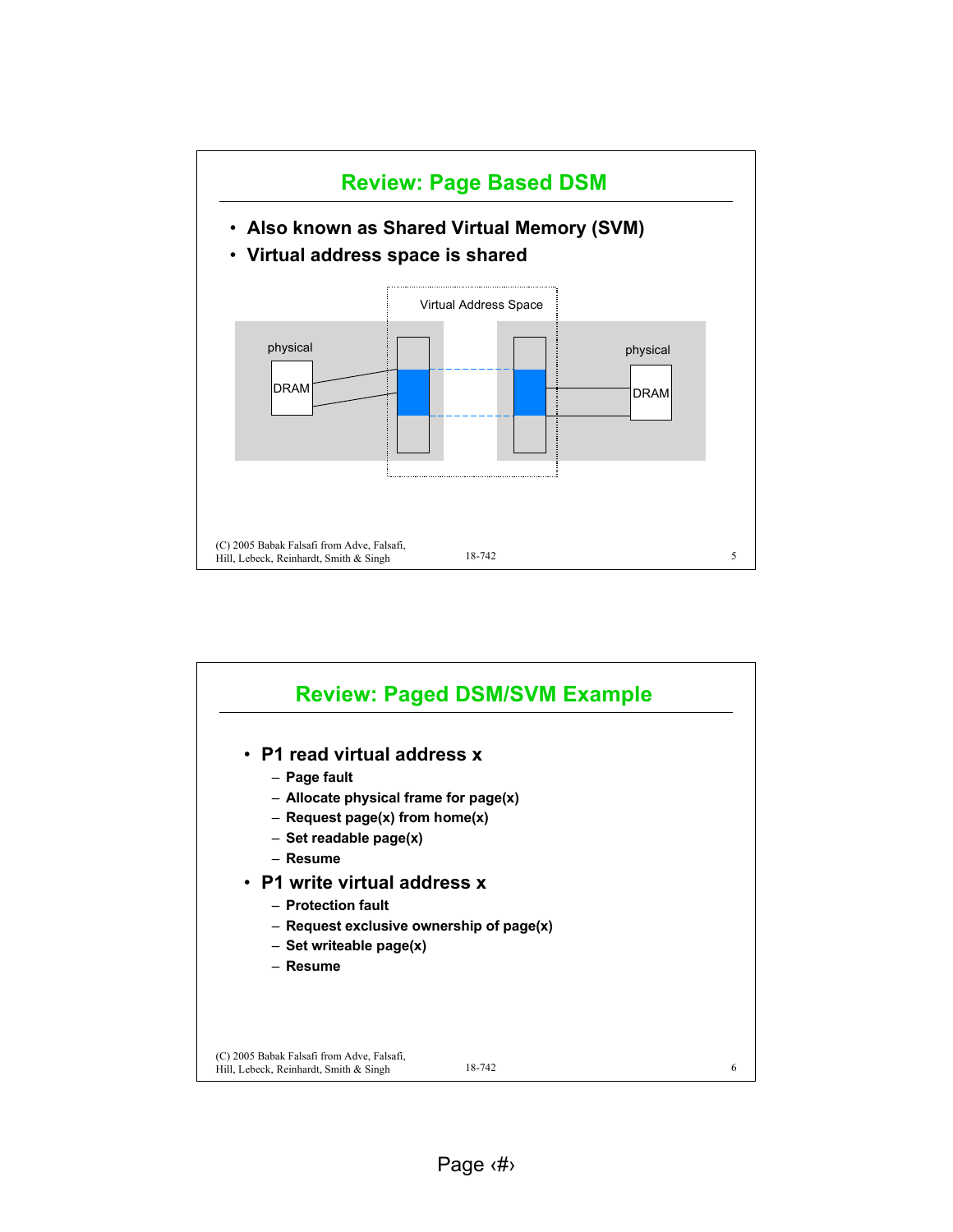## Review: Page Based DSM

- Also known as Shared Virtual Memory (SVM)
- Virtual address space is shared

Virtual Address Space

physical

DRAM

physical

DRAM

## Review: Paged DSM/SVM Example

- P1 read virtual address x
  - Page fault
  - Allocate physical frame for page(x)
  - Request page(x) from home(x)
  - Set readable page(x)
  - Resume
- P1 write virtual address x
  - Protection fault
  - Request exclusive ownership of page(x)
  - Set writeable page(x)
  - Resume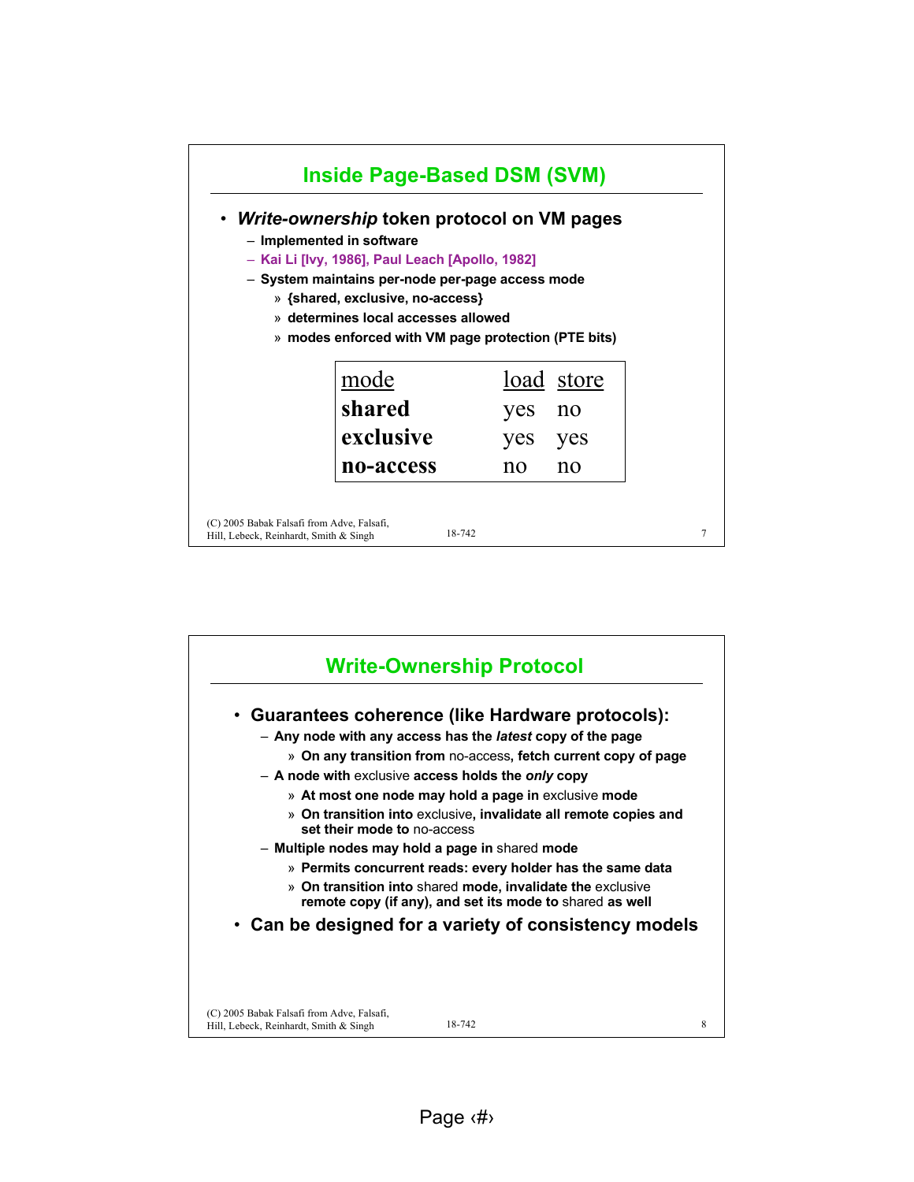## Inside Page-Based DSM (SVM)

- ***Write-ownership*** **token protocol on VM pages**
  - Implemented in software
  - Kai Li [Ivy, 1986], Paul Leach [Apollo, 1982]
  - System maintains per-node per-page access mode
    - » {shared, exclusive, no-access}
    - » determines local accesses allowed
    - » modes enforced with VM page protection (PTE bits)

| mode | load | store |
|---|---|---|
| **shared** | yes | no |
| **exclusive** | yes | yes |
| **no-access** | no | no |

## Write-Ownership Protocol

- **Guarantees coherence (like Hardware protocols):**
  - Any node with any access has the ***latest*** copy of the page
    - » On any transition from no-access, fetch current copy of page
  - A node with exclusive access holds the ***only*** copy
    - » At most one node may hold a page in exclusive mode
    - » On transition into exclusive, invalidate all remote copies and set their mode to no-access
  - Multiple nodes may hold a page in shared mode
    - » Permits concurrent reads: every holder has the same data
    - » On transition into shared mode, invalidate the exclusive remote copy (if any), and set its mode to shared as well
- **Can be designed for a variety of consistency models**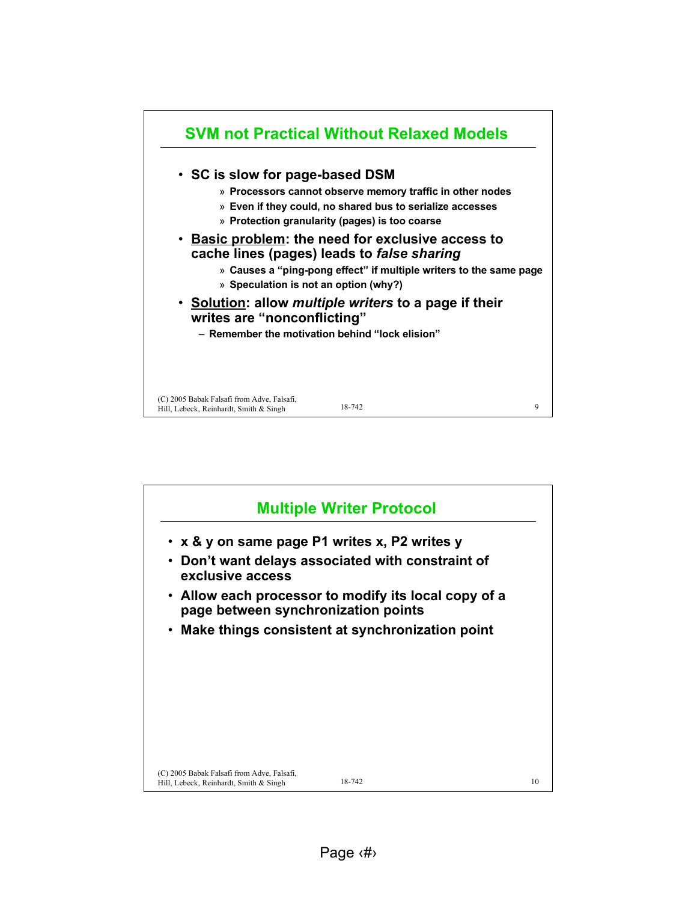## SVM not Practical Without Relaxed Models

- **SC is slow for page-based DSM**
  - » Processors cannot observe memory traffic in other nodes
  - » Even if they could, no shared bus to serialize accesses
  - » Protection granularity (pages) is too coarse
- **Basic problem: the need for exclusive access to cache lines (pages) leads to *false sharing***
  - » Causes a "ping-pong effect" if multiple writers to the same page
  - » Speculation is not an option (why?)
- **Solution: allow *multiple writers* to a page if their writes are "nonconflicting"**
  - – Remember the motivation behind "lock elision"

## Multiple Writer Protocol

- **x & y on same page P1 writes x, P2 writes y**
- **Don't want delays associated with constraint of exclusive access**
- **Allow each processor to modify its local copy of a page between synchronization points**
- **Make things consistent at synchronization point**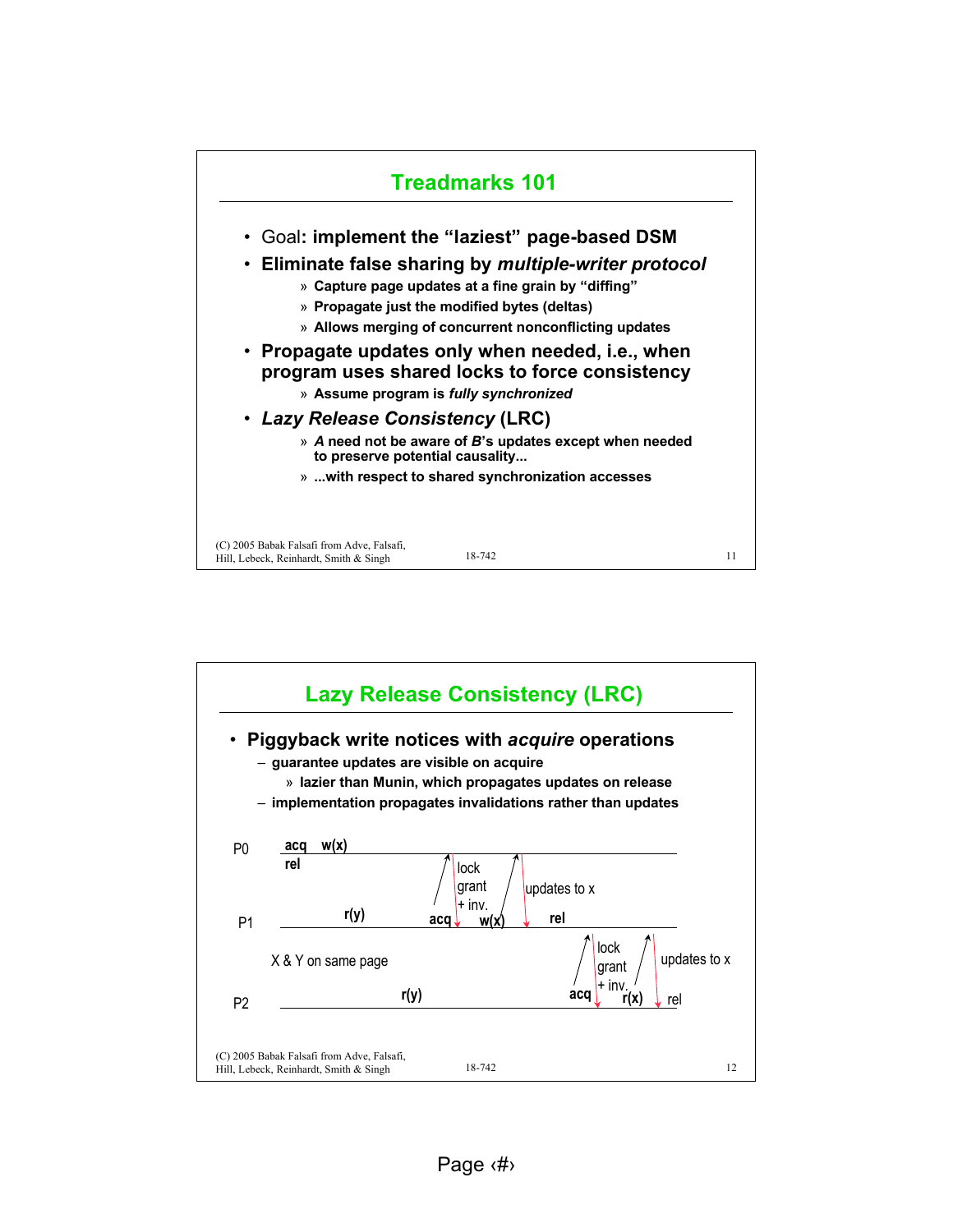## Treadmarks 101

- Goal**: implement the "laziest" page-based DSM**
- **Eliminate false sharing by *multiple-writer protocol***
  - » **Capture page updates at a fine grain by "diffing"**
  - » **Propagate just the modified bytes (deltas)**
  - » **Allows merging of concurrent nonconflicting updates**
- **Propagate updates only when needed, i.e., when program uses shared locks to force consistency**
  - » **Assume program is *fully synchronized***
- ***Lazy Release Consistency* (LRC)**
  - » ***A* need not be aware of *B*'s updates except when needed to preserve potential causality...**
  - » **...with respect to shared synchronization accesses**

## Lazy Release Consistency (LRC)

- **Piggyback write notices with *acquire* operations**
  - **guarantee updates are visible on acquire**
    - » **lazier than Munin, which propagates updates on release**
  - **implementation propagates invalidations rather than updates**

P0: **acq** **w(x)** **rel**

P1: **r(y)** **acq** (lock grant + inv.) **w(x)** (updates to x) **rel**

X & Y on same page

P2: **r(y)** **acq** (lock grant + inv.) **r(x)** (updates to x) rel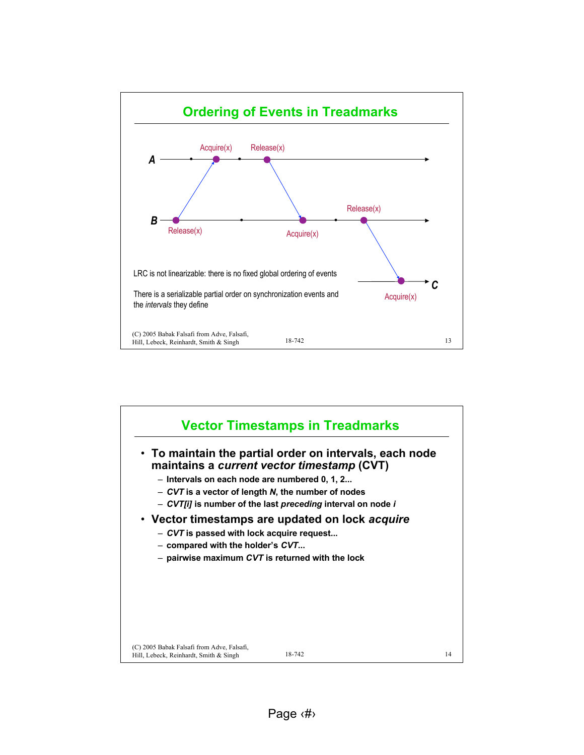## Ordering of Events in Treadmarks

A: Acquire(x), Release(x)

B: Release(x), Acquire(x), Release(x)

C: Acquire(x)

LRC is not linearizable: there is no fixed global ordering of events

There is a serializable partial order on synchronization events and the *intervals* they define

## Vector Timestamps in Treadmarks

- **To maintain the partial order on intervals, each node maintains a *current vector timestamp* (CVT)**
  - **Intervals on each node are numbered 0, 1, 2...**
  - ***CVT* is a vector of length *N*, the number of nodes**
  - ***CVT[i]* is number of the last *preceding* interval on node *i***
- **Vector timestamps are updated on lock *acquire***
  - ***CVT* is passed with lock acquire request...**
  - **compared with the holder's *CVT*...**
  - **pairwise maximum *CVT* is returned with the lock**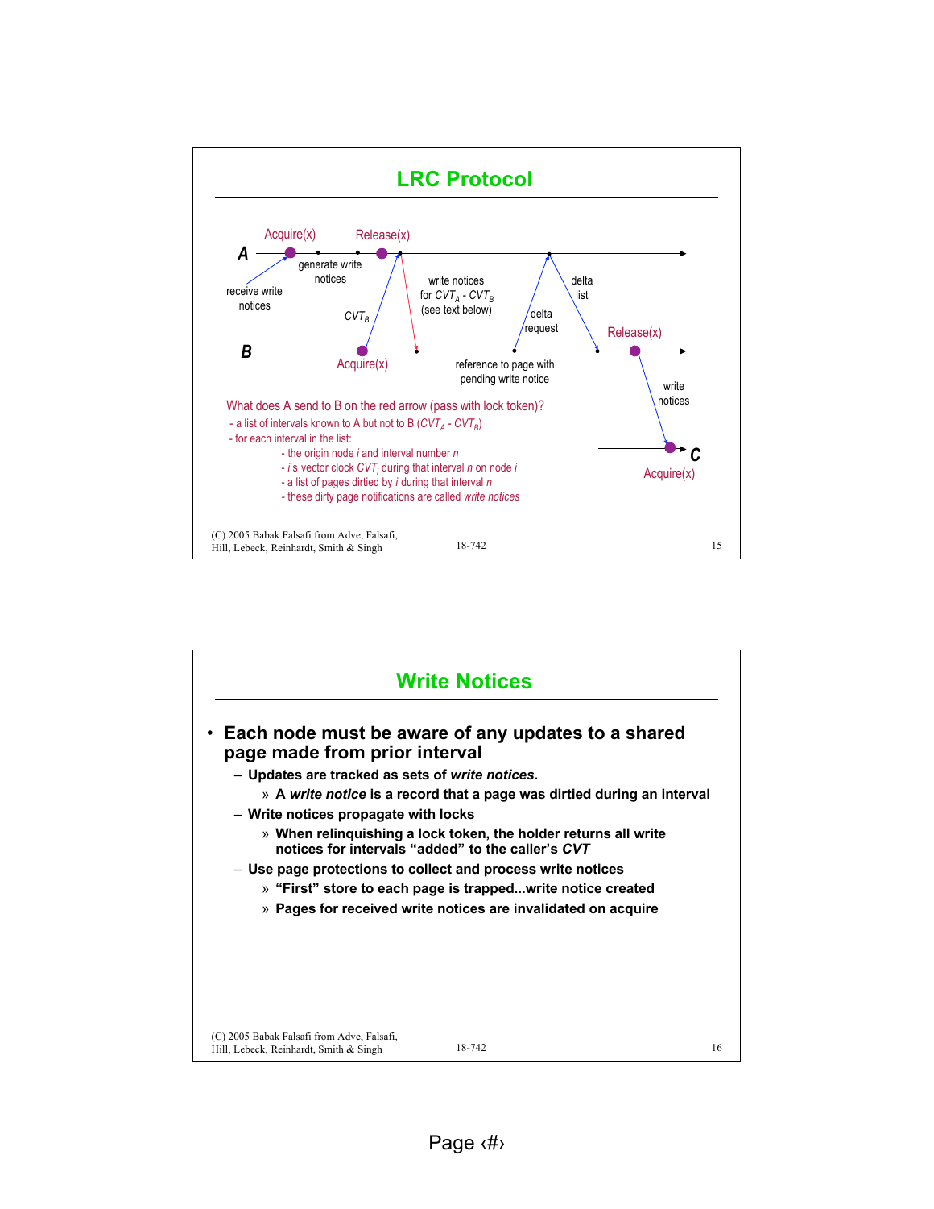# LRC Protocol

Acquire(x) Release(x)

A

generate write notices

receive write notices

write notices for $CVT_A$ - $CVT_B$ (see text below)

delta list

$CVT_B$

delta request

Release(x)

B

Acquire(x)

reference to page with pending write notice

write notices

What does A send to B on the red arrow (pass with lock token)?

- a list of intervals known to A but not to B ($CVT_A$ - $CVT_B$)
- for each interval in the list:
  - the origin node *i* and interval number *n*
  - *i*'s vector clock $CVT_i$ during that interval *n* on node *i*
  - a list of pages dirtied by *i* during that interval *n*
  - these dirty page notifications are called *write notices*

C

Acquire(x)

(C) 2005 Babak Falsafi from Adve, Falsafi, Hill, Lebeck, Reinhardt, Smith & Singh

# Write Notices

- **Each node must be aware of any updates to a shared page made from prior interval**
  - **Updates are tracked as sets of *write notices*.**
    - » **A *write notice* is a record that a page was dirtied during an interval**
  - **Write notices propagate with locks**
    - » **When relinquishing a lock token, the holder returns all write notices for intervals "added" to the caller's *CVT***
  - **Use page protections to collect and process write notices**
    - » **"First" store to each page is trapped...write notice created**
    - » **Pages for received write notices are invalidated on acquire**

(C) 2005 Babak Falsafi from Adve, Falsafi, Hill, Lebeck, Reinhardt, Smith & Singh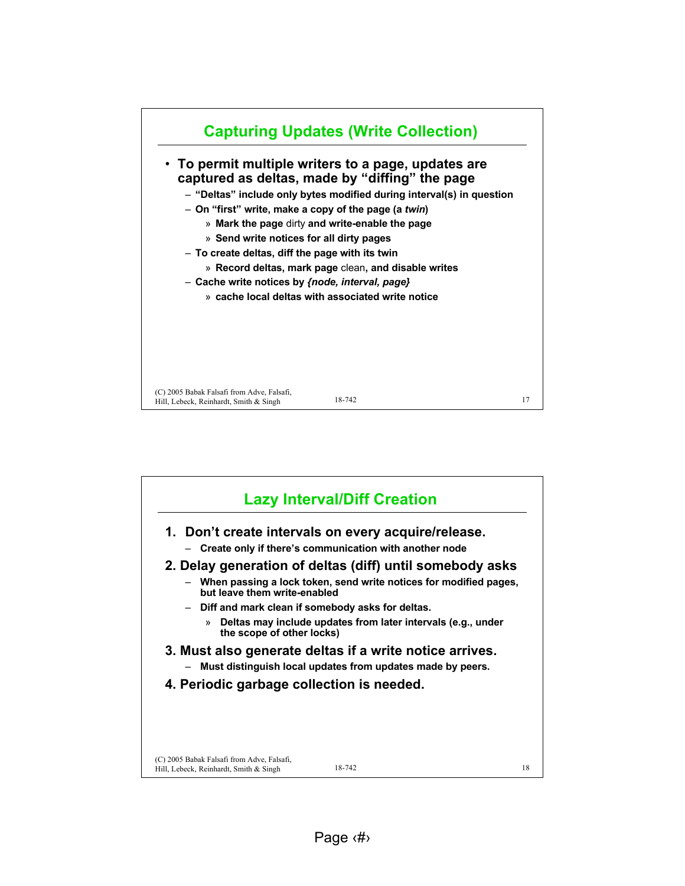## Capturing Updates (Write Collection)

- **To permit multiple writers to a page, updates are captured as deltas, made by "diffing" the page**
  - **"Deltas" include only bytes modified during interval(s) in question**
  - **On "first" write, make a copy of the page (a *twin*)**
    - » **Mark the page** dirty **and write-enable the page**
    - » **Send write notices for all dirty pages**
  - **To create deltas, diff the page with its twin**
    - » **Record deltas, mark page** clean**, and disable writes**
  - **Cache write notices by *{node, interval, page}***
    - » **cache local deltas with associated write notice**

## Lazy Interval/Diff Creation

1. **Don't create intervals on every acquire/release.**
   - **Create only if there's communication with another node**
2. **Delay generation of deltas (diff) until somebody asks**
   - **When passing a lock token, send write notices for modified pages, but leave them write-enabled**
   - **Diff and mark clean if somebody asks for deltas.**
     - » **Deltas may include updates from later intervals (e.g., under the scope of other locks)**
3. **Must also generate deltas if a write notice arrives.**
   - **Must distinguish local updates from updates made by peers.**
4. **Periodic garbage collection is needed.**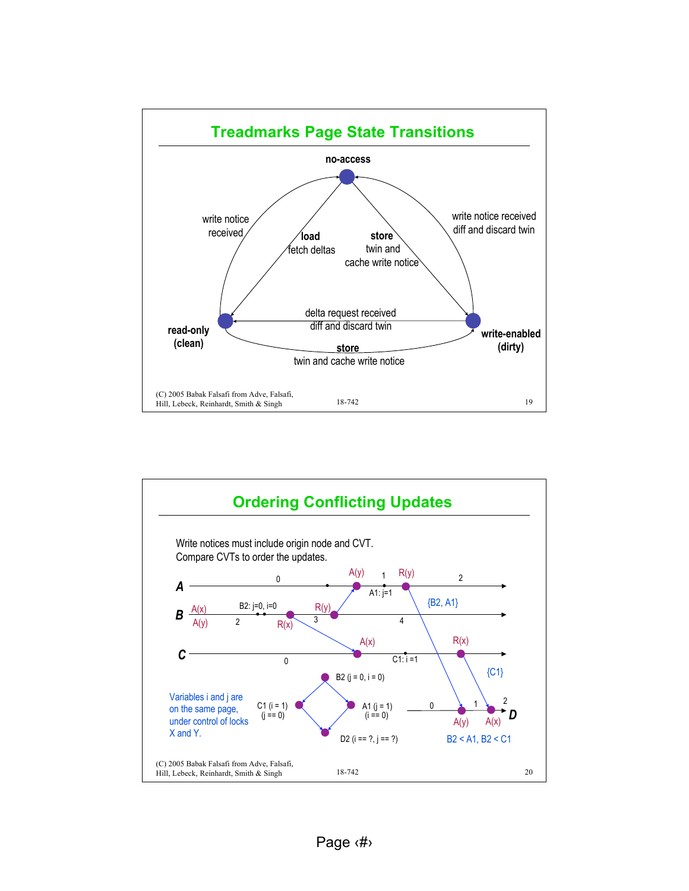## Treadmarks Page State Transitions

no-access

write notice received

**load**
fetch deltas

**store**
twin and cache write notice

write notice received
diff and discard twin

delta request received
diff and discard twin

**read-only (clean)**

**write-enabled (dirty)**

**store**
twin and cache write notice

(C) 2005 Babak Falsafi from Adve, Falsafi, Hill, Lebeck, Reinhardt, Smith & Singh

18-742

## Ordering Conflicting Updates

Write notices must include origin node and CVT.
Compare CVTs to order the updates.

A: 0, A(y), 1, A1: j=1, R(y), 2, {B2, A1}

B: A(x), A(y), 2, B2: j=0, i=0, R(x), R(y), 3, 4

C: 0, A(x), C1: i =1, R(x), {C1}

D: 0, A(y), 1, A(x), 2

B2 (j = 0, i = 0)

C1 (i = 1) (j == 0)

A1 (j = 1) (i == 0)

D2 (i == ?, j == ?)

Variables i and j are on the same page, under control of locks X and Y.

B2 < A1, B2 < C1

(C) 2005 Babak Falsafi from Adve, Falsafi, Hill, Lebeck, Reinhardt, Smith & Singh

18-742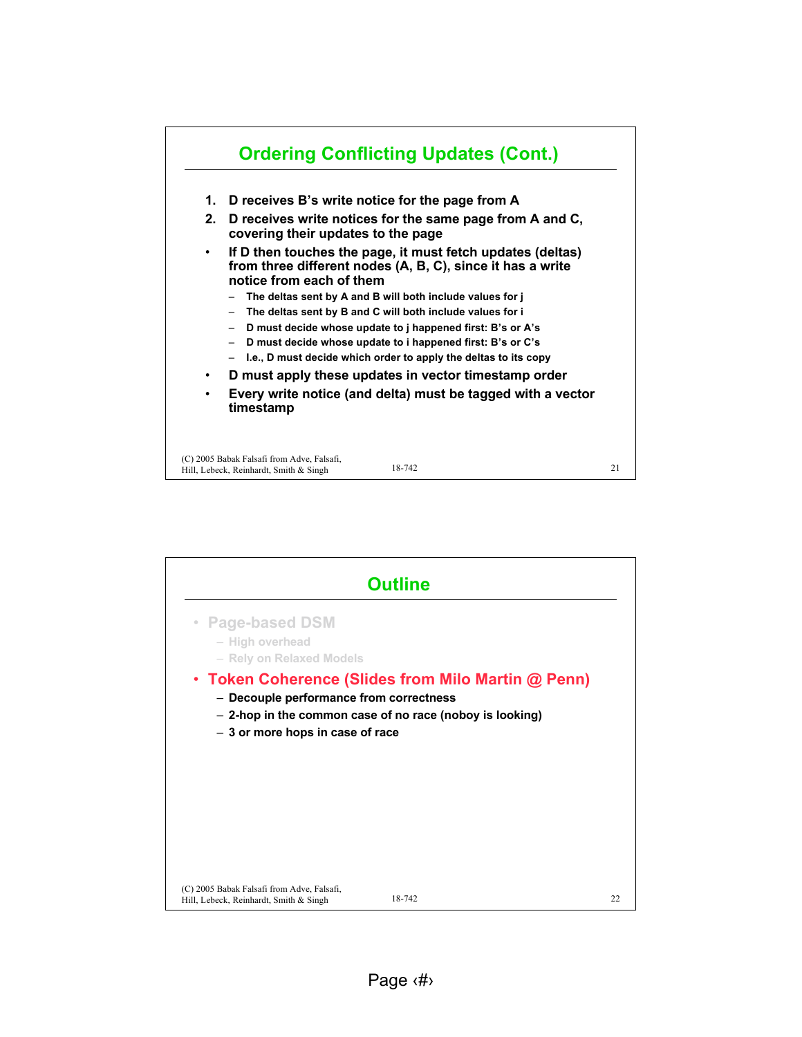## Ordering Conflicting Updates (Cont.)

1. **D receives B's write notice for the page from A**
2. **D receives write notices for the same page from A and C, covering their updates to the page**

- **If D then touches the page, it must fetch updates (deltas) from three different nodes (A, B, C), since it has a write notice from each of them**
  - **The deltas sent by A and B will both include values for j**
  - **The deltas sent by B and C will both include values for i**
  - **D must decide whose update to j happened first: B's or A's**
  - **D must decide whose update to i happened first: B's or C's**
  - **I.e., D must decide which order to apply the deltas to its copy**
- **D must apply these updates in vector timestamp order**
- **Every write notice (and delta) must be tagged with a vector timestamp**

## Outline

- Page-based DSM
  - High overhead
  - Rely on Relaxed Models
- **Token Coherence (Slides from Milo Martin @ Penn)**
  - **Decouple performance from correctness**
  - **2-hop in the common case of no race (noboy is looking)**
  - **3 or more hops in case of race**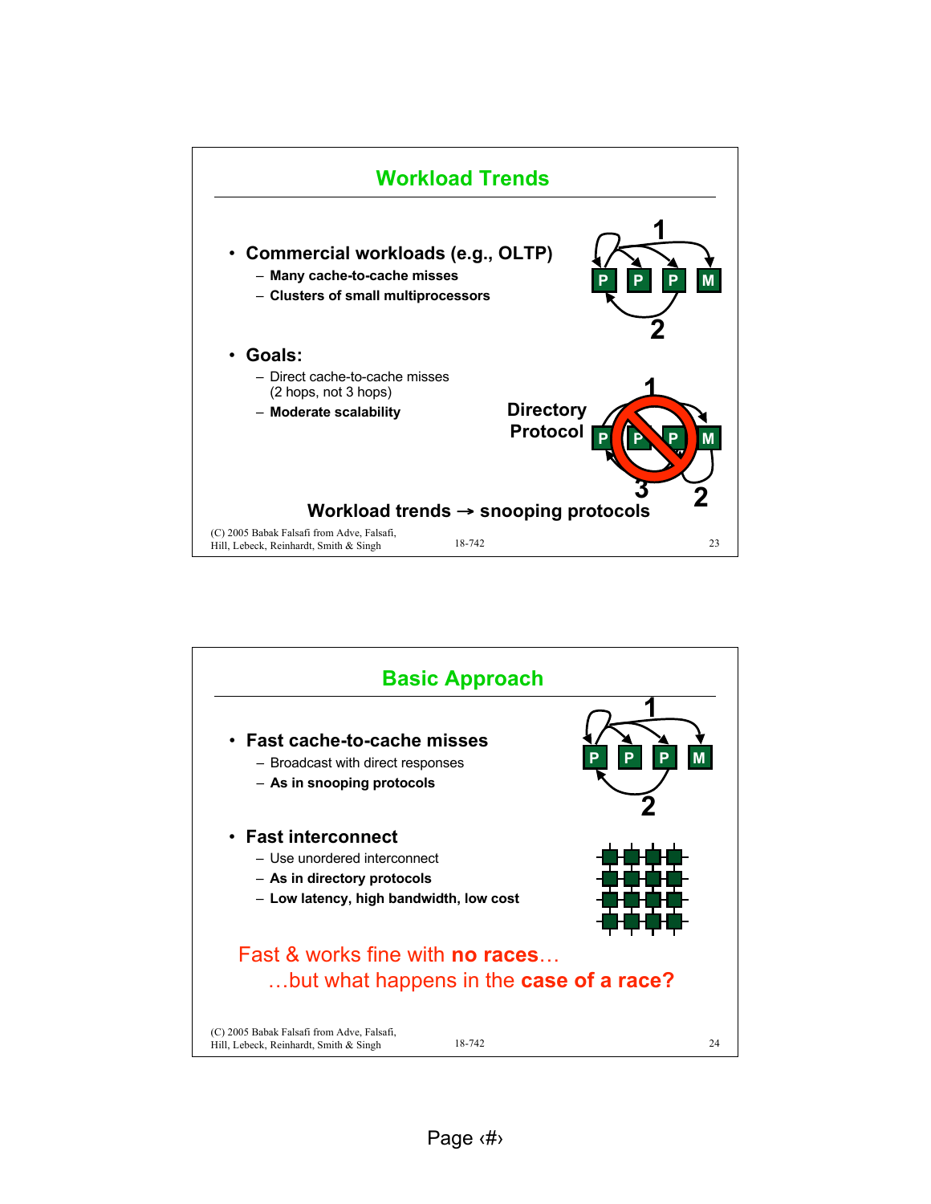## Workload Trends

- **Commercial workloads (e.g., OLTP)**
  - **Many cache-to-cache misses**
  - **Clusters of small multiprocessors**
- **Goals:**
  - Direct cache-to-cache misses (2 hops, not 3 hops)
  - **Moderate scalability**

Directory Protocol

**Workload trends → snooping protocols**

## Basic Approach

- **Fast cache-to-cache misses**
  - Broadcast with direct responses
  - **As in snooping protocols**
- **Fast interconnect**
  - Use unordered interconnect
  - **As in directory protocols**
  - **Low latency, high bandwidth, low cost**

Fast & works fine with **no races**…

…but what happens in the **case of a race?**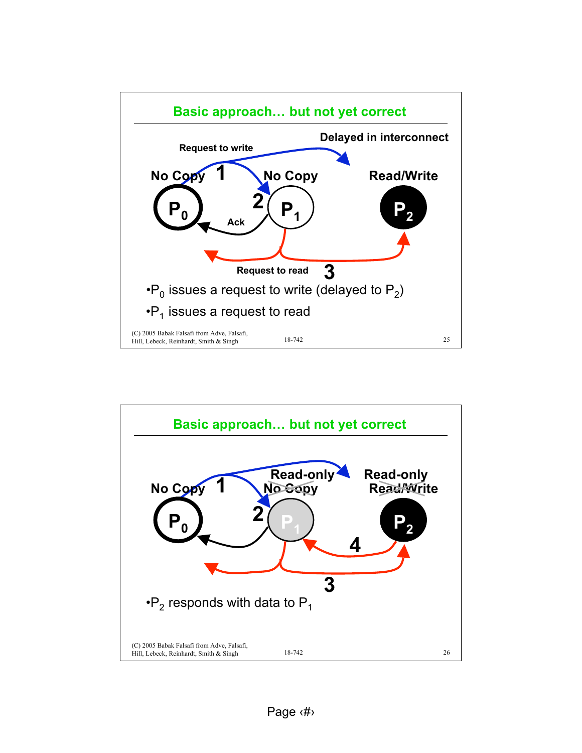## Basic approach… but not yet correct

Request to write

Delayed in interconnect

No Copy **1** No Copy Read/Write

$P_0$ **2** $P_1$ $P_2$

Ack

Request to read **3**

- $P_0$ issues a request to write (delayed to $P_2$)
- $P_1$ issues a request to read

(C) 2005 Babak Falsafi from Adve, Falsafi, Hill, Lebeck, Reinhardt, Smith & Singh — 18-742

## Basic approach… but not yet correct

No Copy **1** Read-only ~~No Copy~~ Read-only ~~Read/Write~~

$P_0$ **2** $P_1$ **4** $P_2$

**3**

- $P_2$ responds with data to $P_1$

(C) 2005 Babak Falsafi from Adve, Falsafi, Hill, Lebeck, Reinhardt, Smith & Singh — 18-742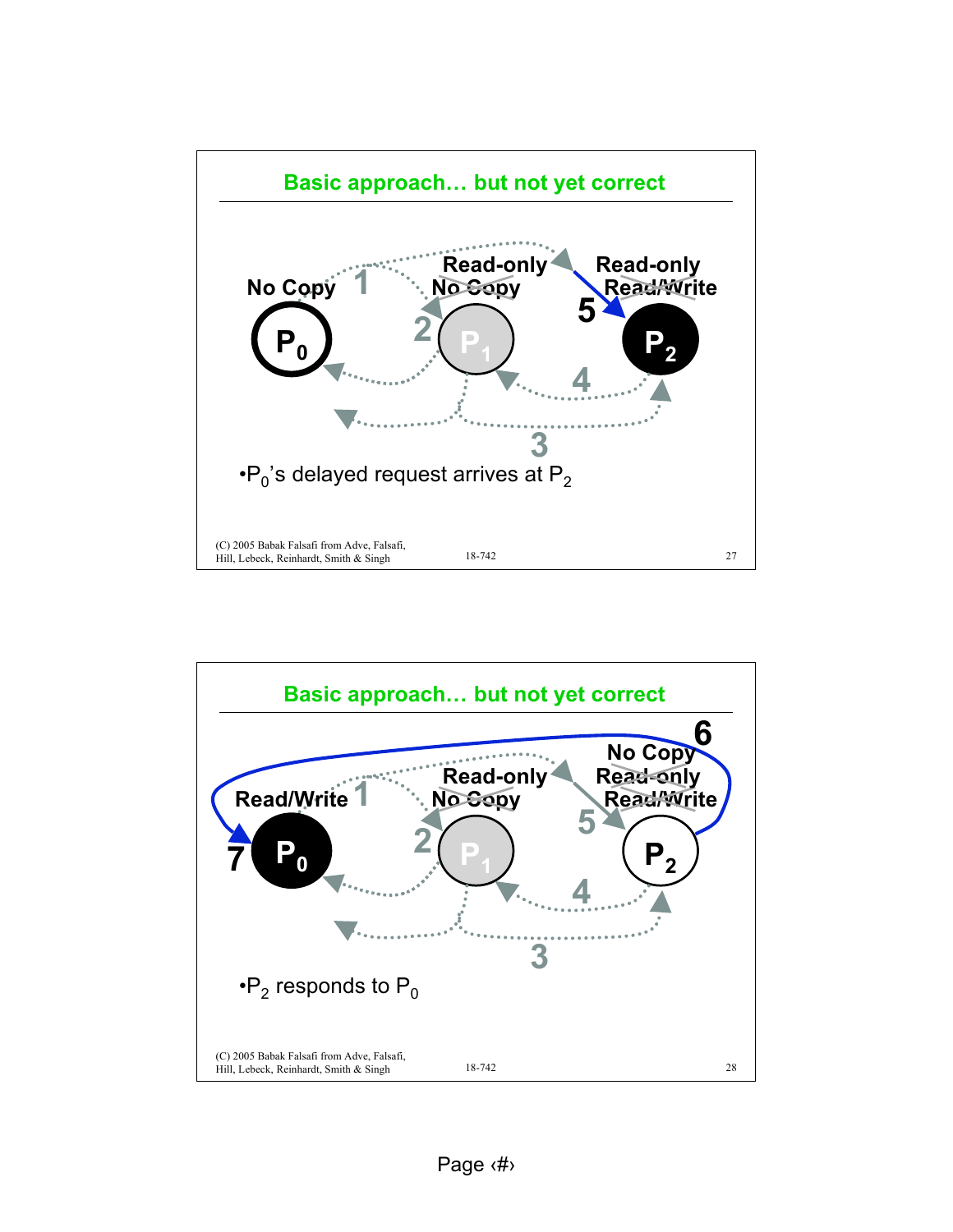## Basic approach… but not yet correct

No Copy

Read-only ~~No Copy~~

Read-only ~~Read/Write~~

$P_0$ $P_1$ $P_2$

1 2 3 4 5

- $P_0$'s delayed request arrives at $P_2$

(C) 2005 Babak Falsafi from Adve, Falsafi, Hill, Lebeck, Reinhardt, Smith & Singh

18-742

## Basic approach… but not yet correct

Read/Write

Read-only ~~No Copy~~

No Copy ~~Read-only~~ ~~Read/Write~~

$P_0$ $P_1$ $P_2$

1 2 3 4 5 6 7

- $P_2$ responds to $P_0$

(C) 2005 Babak Falsafi from Adve, Falsafi, Hill, Lebeck, Reinhardt, Smith & Singh

18-742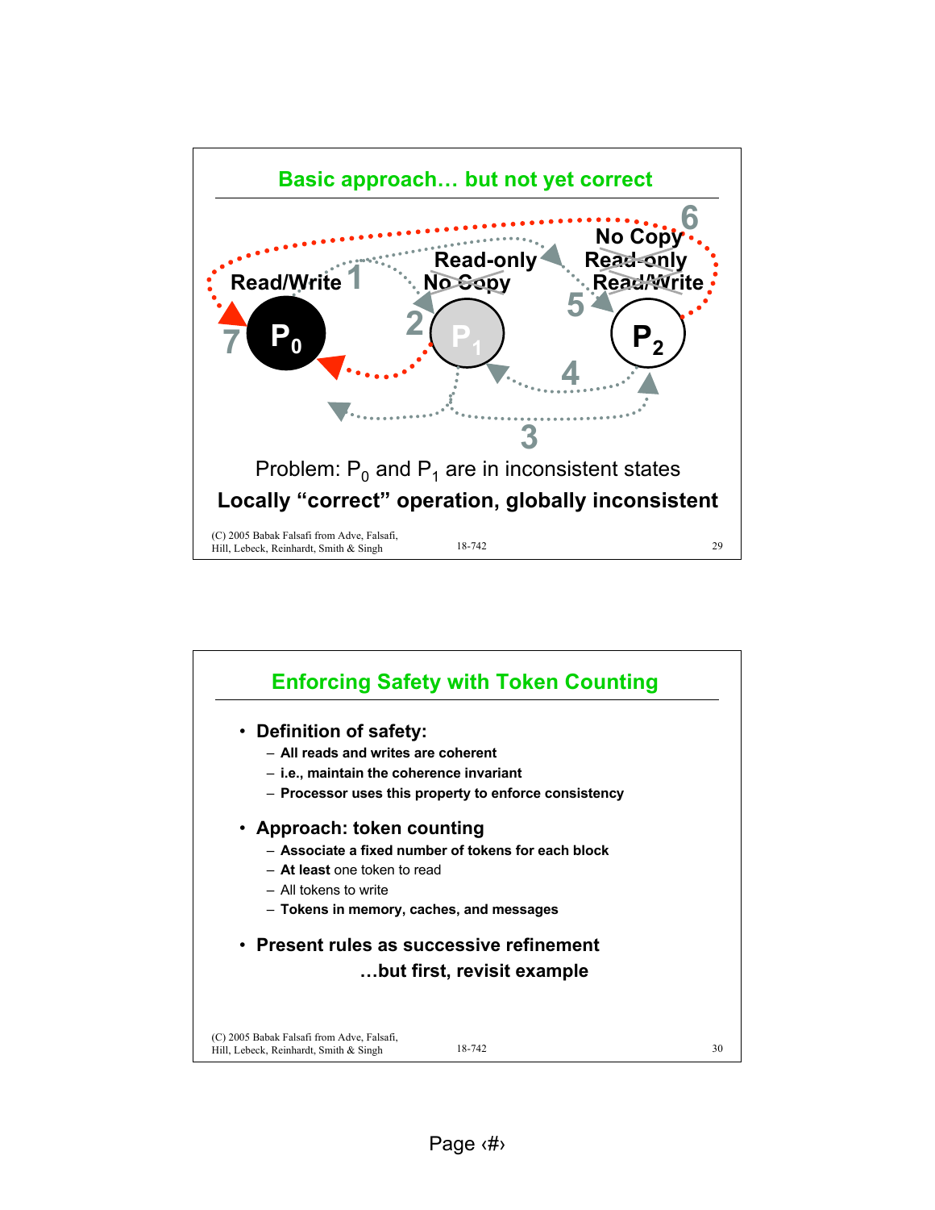## Basic approach… but not yet correct

Read/Write 1

Read-only
~~No Copy~~ 2

No Copy
~~Read-only~~
~~Read/Write~~ 5 6

$P_0$ 7

$P_1$

$P_2$

4

3

Problem: $P_0$ and $P_1$ are in inconsistent states

**Locally "correct" operation, globally inconsistent**

(C) 2005 Babak Falsafi from Adve, Falsafi, Hill, Lebeck, Reinhardt, Smith & Singh

## Enforcing Safety with Token Counting

- **Definition of safety:**
  - **All reads and writes are coherent**
  - **i.e., maintain the coherence invariant**
  - **Processor uses this property to enforce consistency**
- **Approach: token counting**
  - **Associate a fixed number of tokens for each block**
  - **At least** one token to read
  - All tokens to write
  - **Tokens in memory, caches, and messages**
- **Present rules as successive refinement**

  **…but first, revisit example**

(C) 2005 Babak Falsafi from Adve, Falsafi, Hill, Lebeck, Reinhardt, Smith & Singh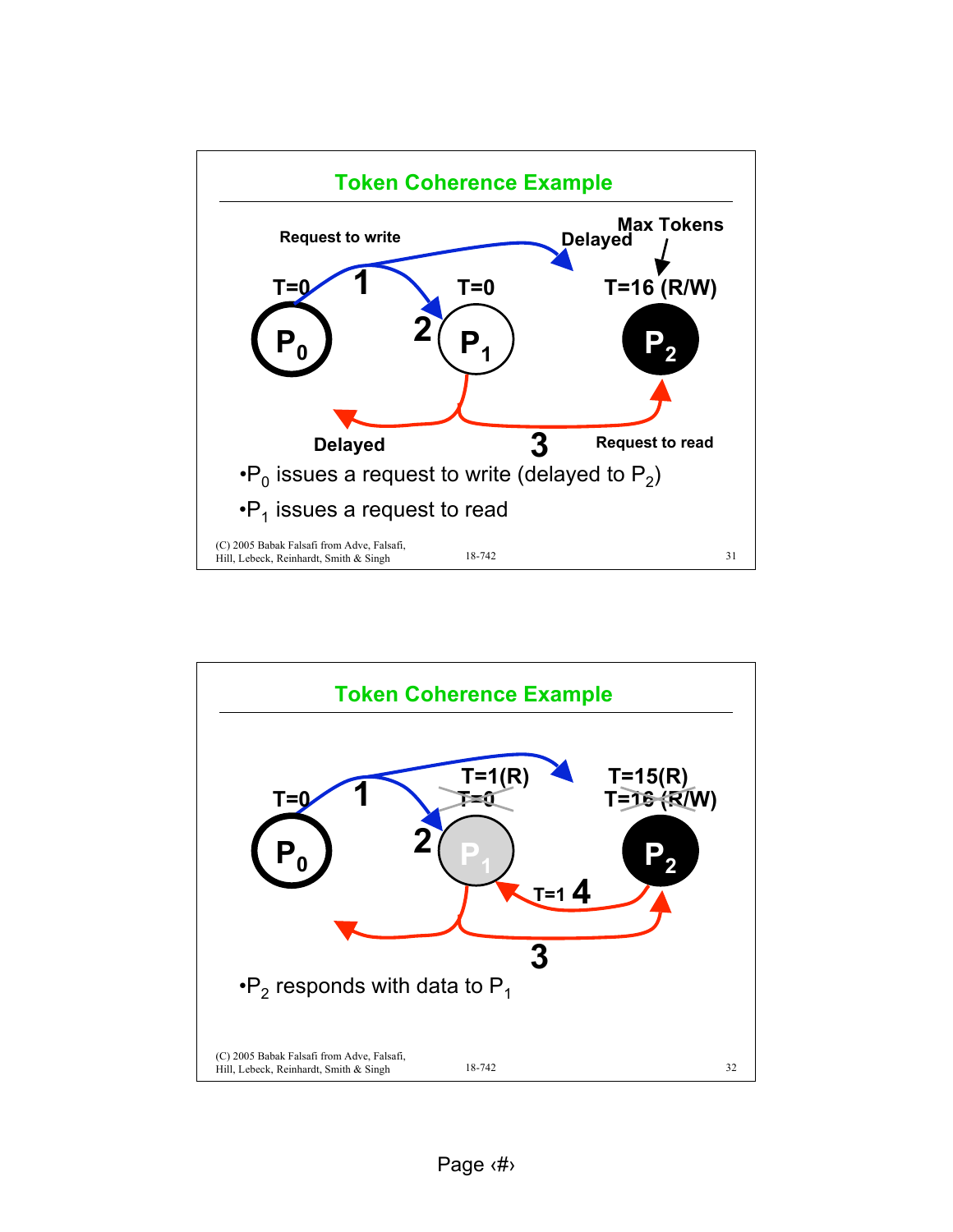## Token Coherence Example

Request to write

Delayed

Max Tokens

T=0 **1** T=0 T=16 (R/W)

$P_0$ **2** $P_1$ $P_2$

Delayed **3** Request to read

- $P_0$ issues a request to write (delayed to $P_2$)
- $P_1$ issues a request to read

(C) 2005 Babak Falsafi from Adve, Falsafi, Hill, Lebeck, Reinhardt, Smith & Singh

## Token Coherence Example

T=1(R) ~~T=0~~ T=15(R) ~~T=16 (R/W)~~

T=0 **1**

$P_0$ **2** $P_1$ $P_2$

T=1 **4**

**3**

- $P_2$ responds with data to $P_1$

(C) 2005 Babak Falsafi from Adve, Falsafi, Hill, Lebeck, Reinhardt, Smith & Singh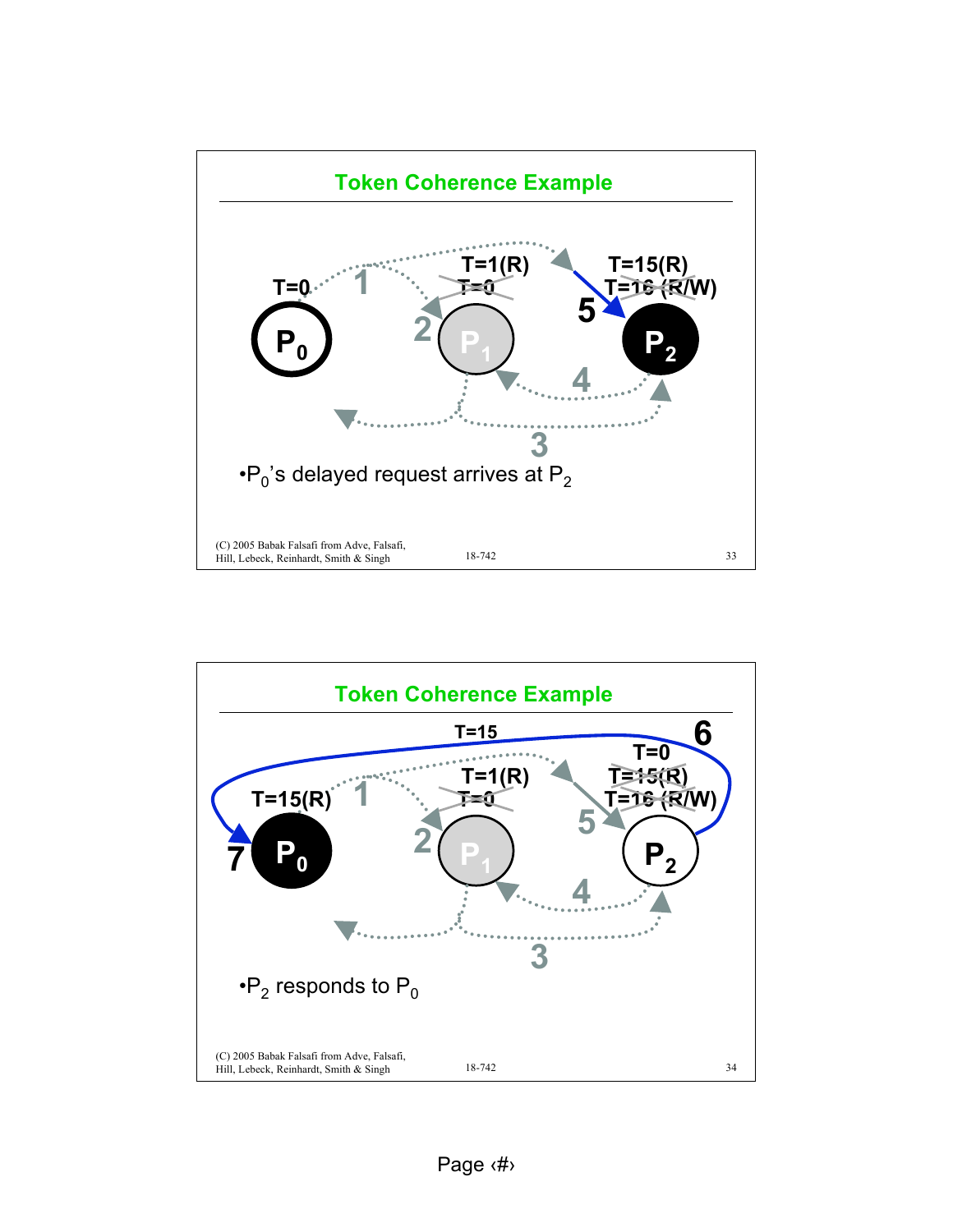## Token Coherence Example

- $P_0$'s delayed request arrives at $P_2$

## Token Coherence Example

- $P_2$ responds to $P_0$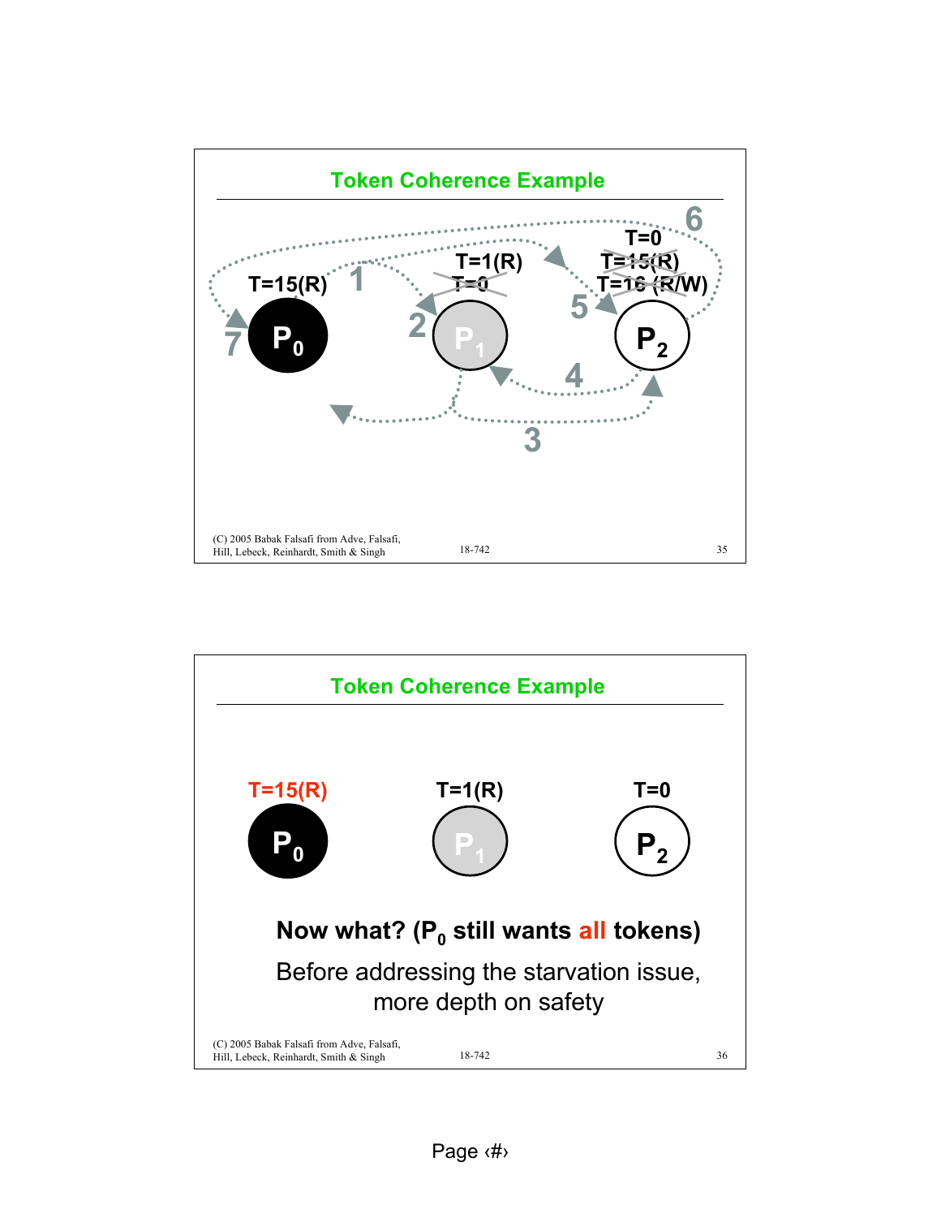## Token Coherence Example

T=15(R)

$P_0$

T=1(R)

~~T=0~~

$P_1$

T=0

~~T=15(R)~~

~~T=16 (R/W)~~

$P_2$

1 2 3 4 5 6 7

## Token Coherence Example

T=15(R) T=1(R) T=0

$P_0$ $P_1$ $P_2$

**Now what? ($P_0$ still wants all tokens)**

Before addressing the starvation issue, more depth on safety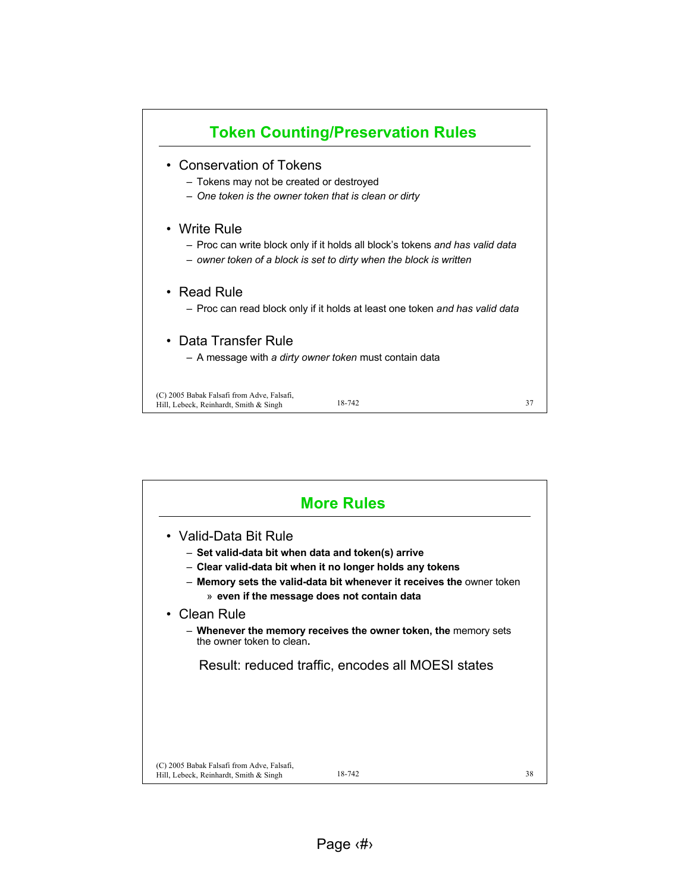## Token Counting/Preservation Rules

- Conservation of Tokens
  - Tokens may not be created or destroyed
  - *One token is the owner token that is clean or dirty*
- Write Rule
  - Proc can write block only if it holds all block's tokens *and has valid data*
  - *owner token of a block is set to dirty when the block is written*
- Read Rule
  - Proc can read block only if it holds at least one token *and has valid data*
- Data Transfer Rule
  - A message with *a dirty owner token* must contain data

## More Rules

- Valid-Data Bit Rule
  - **Set valid-data bit when data and token(s) arrive**
  - **Clear valid-data bit when it no longer holds any tokens**
  - **Memory sets the valid-data bit whenever it receives the** owner token
    - » **even if the message does not contain data**
- Clean Rule
  - **Whenever the memory receives the owner token, the** memory sets the owner token to clean**.**

Result: reduced traffic, encodes all MOESI states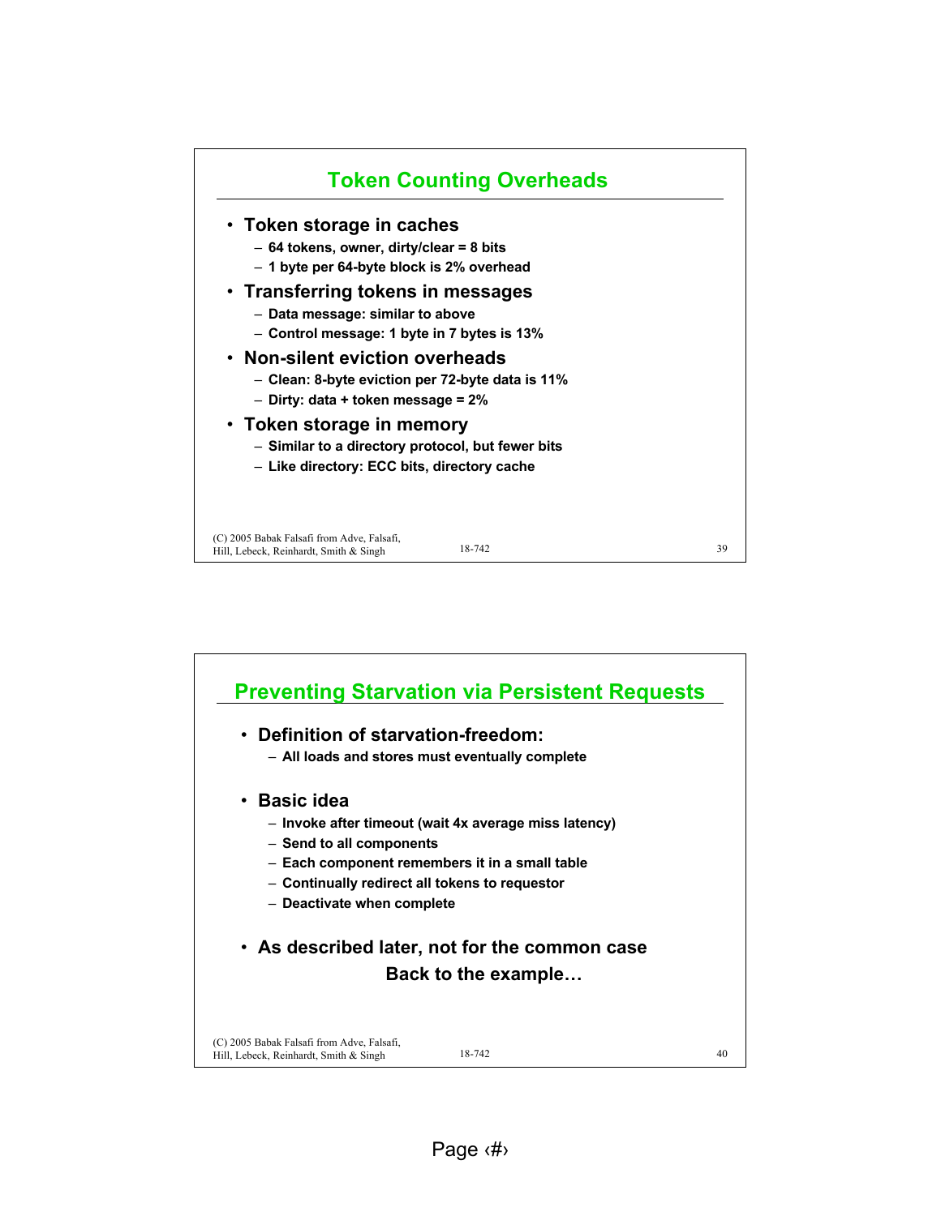## Token Counting Overheads

- **Token storage in caches**
  - 64 tokens, owner, dirty/clear = 8 bits
  - 1 byte per 64-byte block is 2% overhead
- **Transferring tokens in messages**
  - Data message: similar to above
  - Control message: 1 byte in 7 bytes is 13%
- **Non-silent eviction overheads**
  - Clean: 8-byte eviction per 72-byte data is 11%
  - Dirty: data + token message = 2%
- **Token storage in memory**
  - Similar to a directory protocol, but fewer bits
  - Like directory: ECC bits, directory cache

(C) 2005 Babak Falsafi from Adve, Falsafi, Hill, Lebeck, Reinhardt, Smith & Singh

## Preventing Starvation via Persistent Requests

- **Definition of starvation-freedom:**
  - All loads and stores must eventually complete
- **Basic idea**
  - Invoke after timeout (wait 4x average miss latency)
  - Send to all components
  - Each component remembers it in a small table
  - Continually redirect all tokens to requestor
  - Deactivate when complete
- **As described later, not for the common case**

**Back to the example…**

(C) 2005 Babak Falsafi from Adve, Falsafi, Hill, Lebeck, Reinhardt, Smith & Singh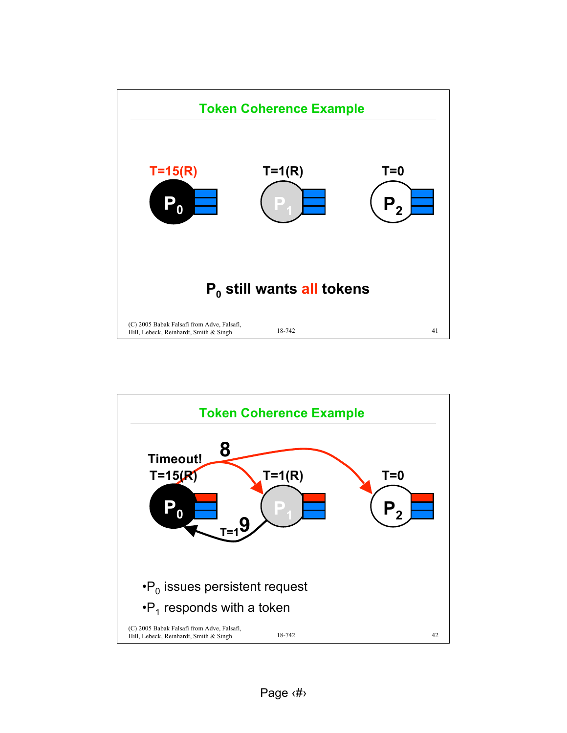## Token Coherence Example

T=15(R) T=1(R) T=0

$P_0$ $P_1$ $P_2$

$P_0$ still wants **all** tokens

(C) 2005 Babak Falsafi from Adve, Falsafi, Hill, Lebeck, Reinhardt, Smith & Singh

## Token Coherence Example

Timeout! 8

T=15(R) T=1(R) T=0

$P_0$ $P_1$ $P_2$

T=1 9

- $P_0$ issues persistent request
- $P_1$ responds with a token

(C) 2005 Babak Falsafi from Adve, Falsafi, Hill, Lebeck, Reinhardt, Smith & Singh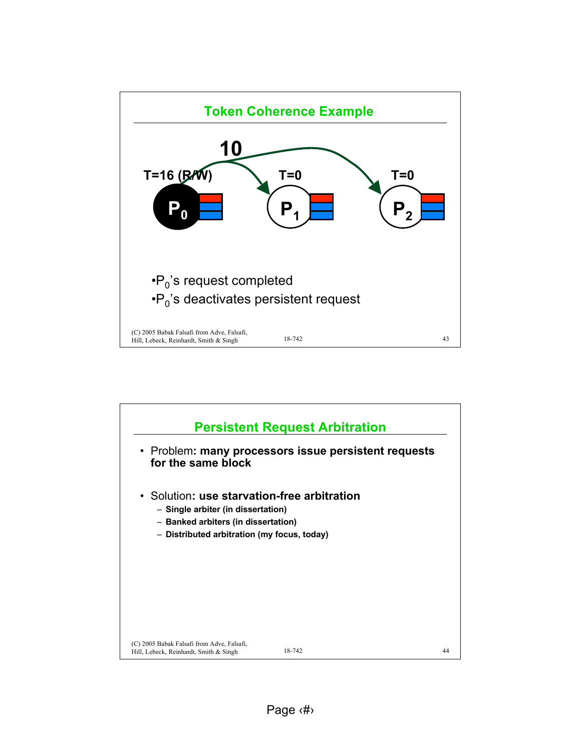## Token Coherence Example

10

T=16 (R/W) T=0 T=0

$P_0$ $P_1$ $P_2$

- $P_0$'s request completed
- $P_0$'s deactivates persistent request

## Persistent Request Arbitration

- Problem: **many processors issue persistent requests for the same block**
- Solution: **use starvation-free arbitration**
  - **Single arbiter (in dissertation)**
  - **Banked arbiters (in dissertation)**
  - **Distributed arbitration (my focus, today)**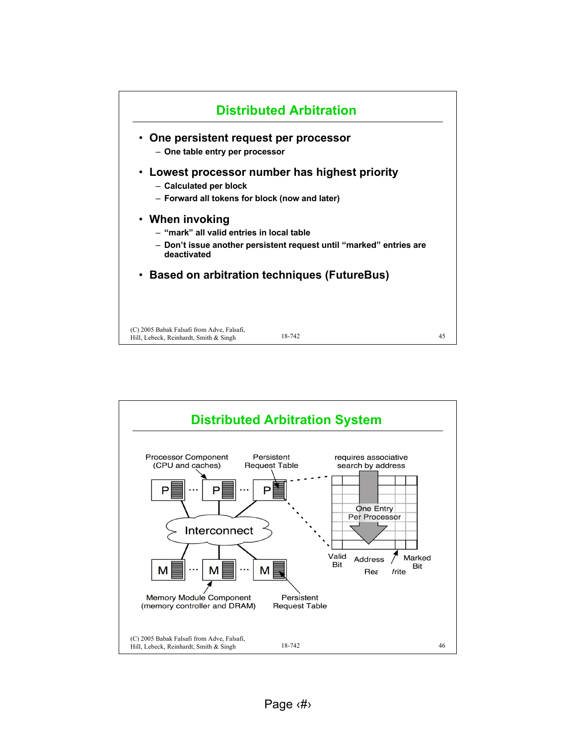## Distributed Arbitration

- One persistent request per processor
  - One table entry per processor
- Lowest processor number has highest priority
  - Calculated per block
  - Forward all tokens for block (now and later)
- When invoking
  - "mark" all valid entries in local table
  - Don't issue another persistent request until "marked" entries are deactivated
- Based on arbitration techniques (FutureBus)

## Distributed Arbitration System

Processor Component (CPU and caches)

Persistent Request Table

requires associative search by address

P ... P ... P

Interconnect

M ... M ... M

One Entry Per Processor

Valid Bit

Address

Read/Write

Marked Bit

Memory Module Component (memory controller and DRAM)

Persistent Request Table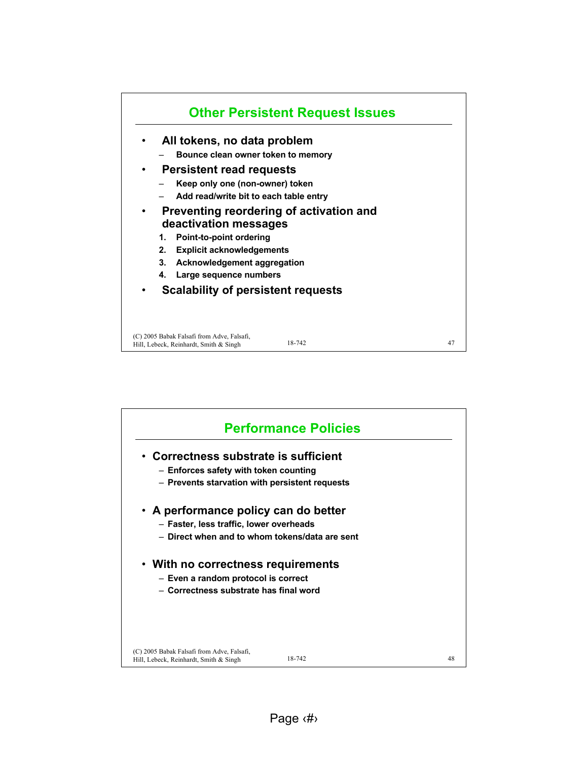## Other Persistent Request Issues

- **All tokens, no data problem**
  - Bounce clean owner token to memory
- **Persistent read requests**
  - Keep only one (non-owner) token
  - Add read/write bit to each table entry
- **Preventing reordering of activation and deactivation messages**
  1. Point-to-point ordering
  2. Explicit acknowledgements
  3. Acknowledgement aggregation
  4. Large sequence numbers
- **Scalability of persistent requests**

## Performance Policies

- **Correctness substrate is sufficient**
  - Enforces safety with token counting
  - Prevents starvation with persistent requests
- **A performance policy can do better**
  - Faster, less traffic, lower overheads
  - Direct when and to whom tokens/data are sent
- **With no correctness requirements**
  - Even a random protocol is correct
  - Correctness substrate has final word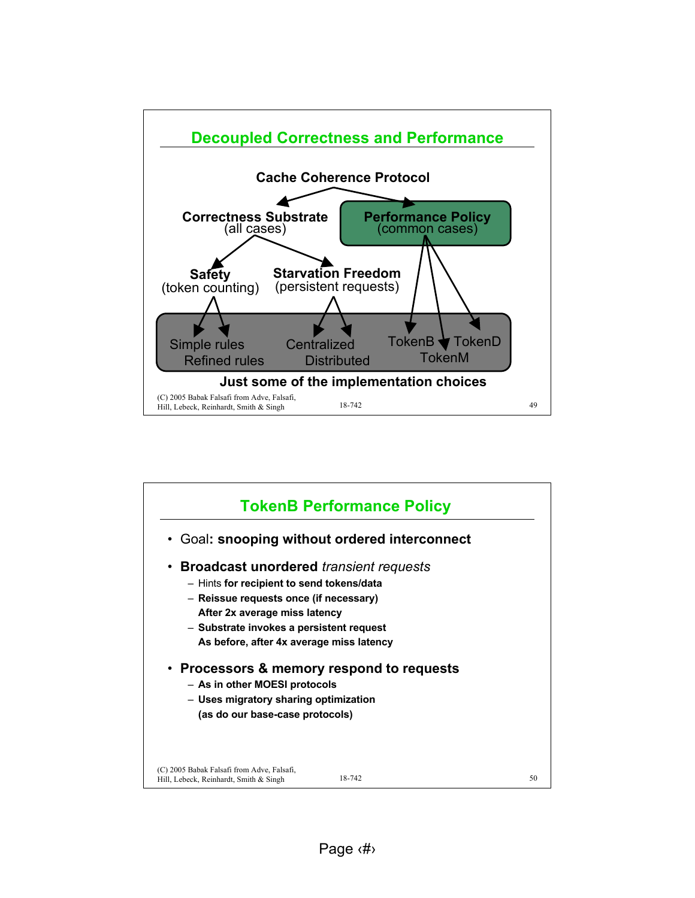## Decoupled Correctness and Performance

Cache Coherence Protocol

- **Correctness Substrate** (all cases)
  - **Safety** (token counting)
    - Simple rules
    - Refined rules
  - **Starvation Freedom** (persistent requests)
    - Centralized
    - Distributed
- **Performance Policy** (common cases)
  - TokenB
  - TokenM
  - TokenD

**Just some of the implementation choices**

## TokenB Performance Policy

- Goal**: snooping without ordered interconnect**
- **Broadcast unordered** *transient requests*
  - Hints **for recipient to send tokens/data**
  - **Reissue requests once (if necessary)**
    **After 2x average miss latency**
  - **Substrate invokes a persistent request**
    **As before, after 4x average miss latency**
- **Processors & memory respond to requests**
  - **As in other MOESI protocols**
  - **Uses migratory sharing optimization**
    **(as do our base-case protocols)**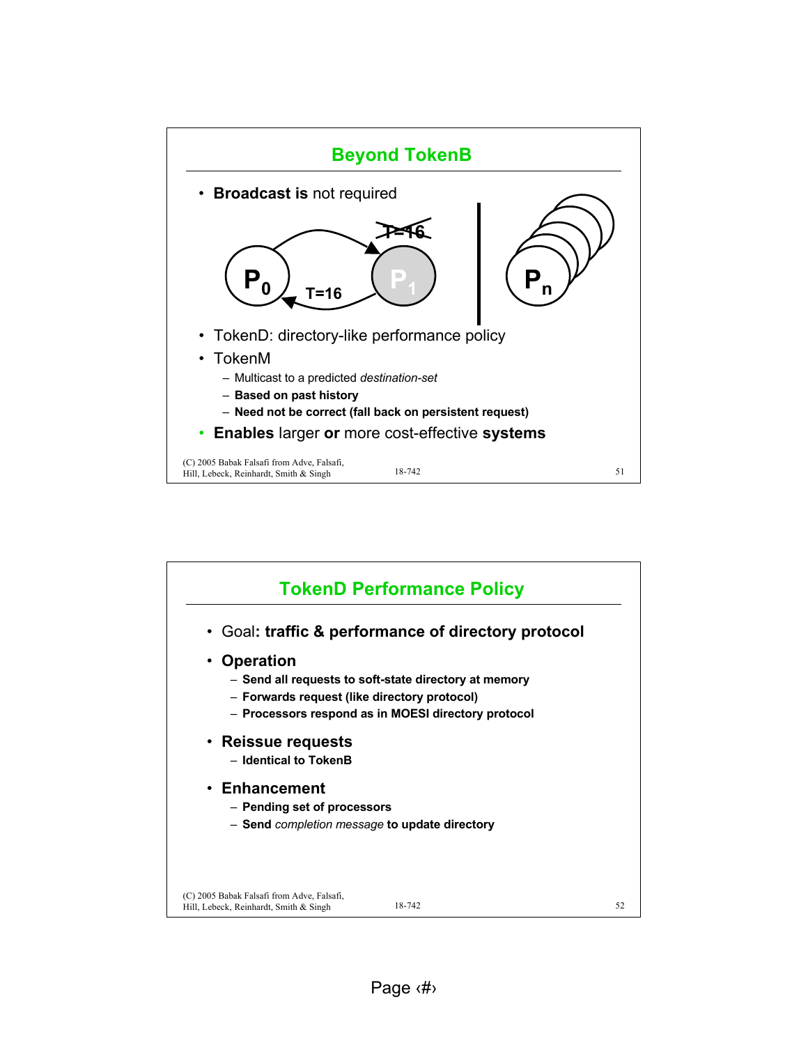## Beyond TokenB

- **Broadcast is** not required

P$_0$ → P$_1$ (~~T=16~~), P$_1$ → P$_0$ (T=16) | P$_n$

- TokenD: directory-like performance policy
- TokenM
  - Multicast to a predicted *destination-set*
  - **Based on past history**
  - **Need not be correct (fall back on persistent request)**
- **Enables** larger **or** more cost-effective **systems**

## TokenD Performance Policy

- Goal**: traffic & performance of directory protocol**
- **Operation**
  - **Send all requests to soft-state directory at memory**
  - **Forwards request (like directory protocol)**
  - **Processors respond as in MOESI directory protocol**
- **Reissue requests**
  - **Identical to TokenB**
- **Enhancement**
  - **Pending set of processors**
  - **Send** *completion message* **to update directory**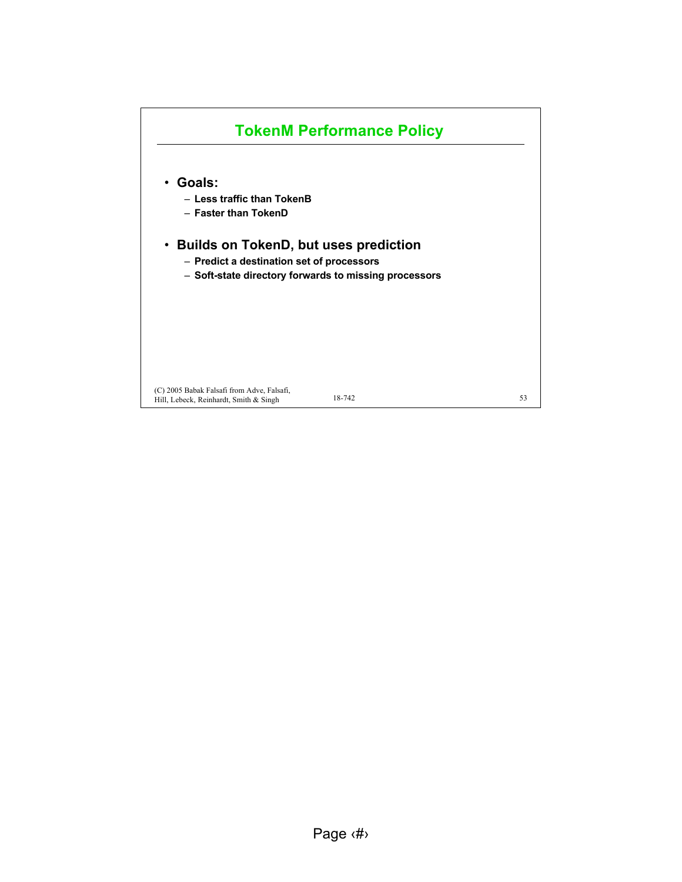## TokenM Performance Policy

- **Goals:**
  - Less traffic than TokenB
  - Faster than TokenD
- **Builds on TokenD, but uses prediction**
  - Predict a destination set of processors
  - Soft-state directory forwards to missing processors

(C) 2005 Babak Falsafi from Adve, Falsafi, Hill, Lebeck, Reinhardt, Smith & Singh